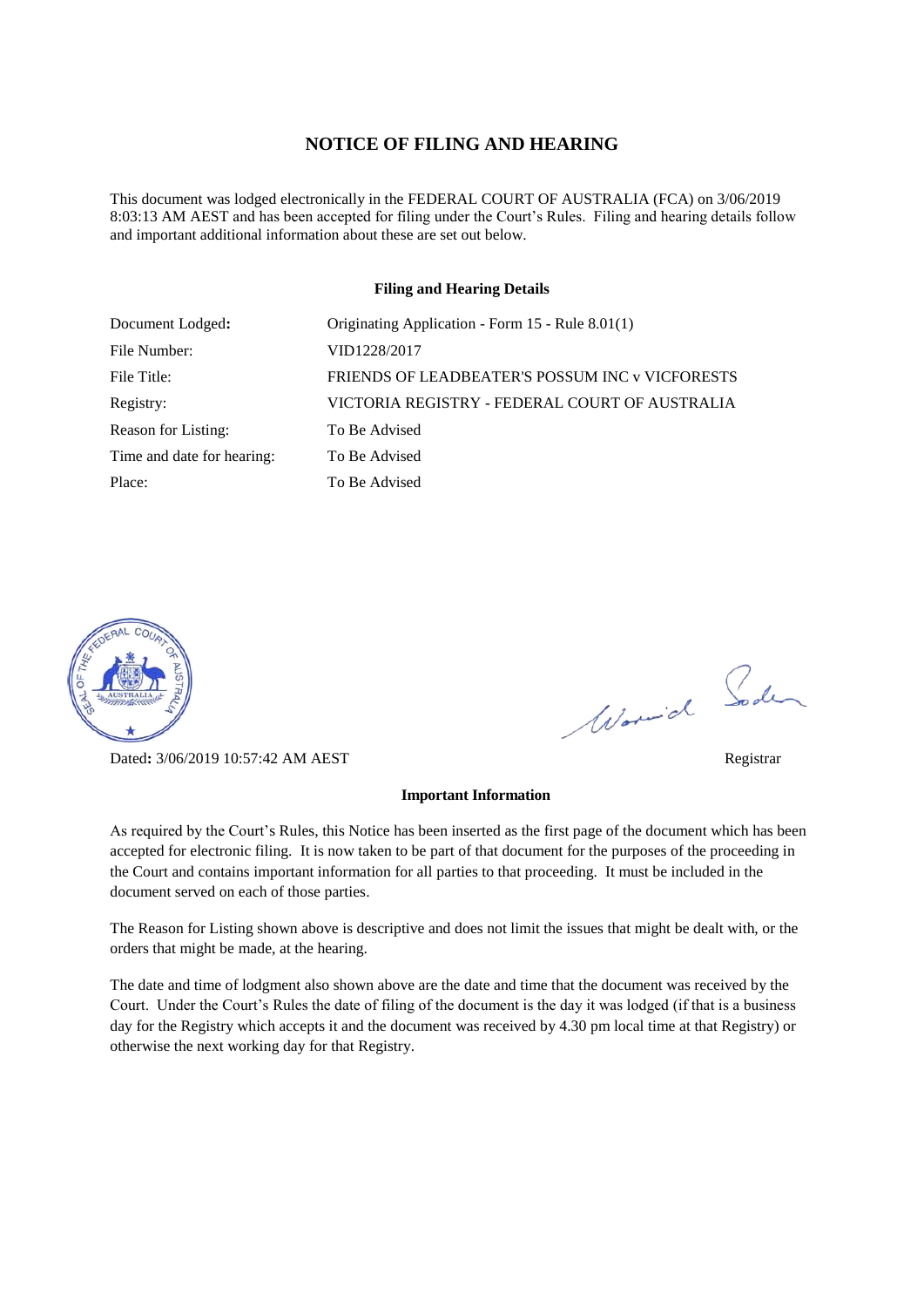# NOTICE OF FILING AND HEARING

This document was lodged electronically in the FEDERAL COURT OF AUSTRALIA (FCA) on 3/06/2019 8:03:13 AM AEST and has been accepted for filing under the Court's Rules. Filing and hearing details follow and important additional information about these are set out below.

## Filing and Hearing Details

| | |
|---|---|
| Document Lodged: | Originating Application - Form 15 - Rule 8.01(1) |
| File Number: | VID1228/2017 |
| File Title: | FRIENDS OF LEADBEATER'S POSSUM INC v VICFORESTS |
| Registry: | VICTORIA REGISTRY - FEDERAL COURT OF AUSTRALIA |
| Reason for Listing: | To Be Advised |
| Time and date for hearing: | To Be Advised |
| Place: | To Be Advised |

Dated: 3/06/2019 10:57:42 AM AEST

Registrar

## Important Information

As required by the Court's Rules, this Notice has been inserted as the first page of the document which has been accepted for electronic filing. It is now taken to be part of that document for the purposes of the proceeding in the Court and contains important information for all parties to that proceeding. It must be included in the document served on each of those parties.

The Reason for Listing shown above is descriptive and does not limit the issues that might be dealt with, or the orders that might be made, at the hearing.

The date and time of lodgment also shown above are the date and time that the document was received by the Court. Under the Court's Rules the date of filing of the document is the day it was lodged (if that is a business day for the Registry which accepts it and the document was received by 4.30 pm local time at that Registry) or otherwise the next working day for that Registry.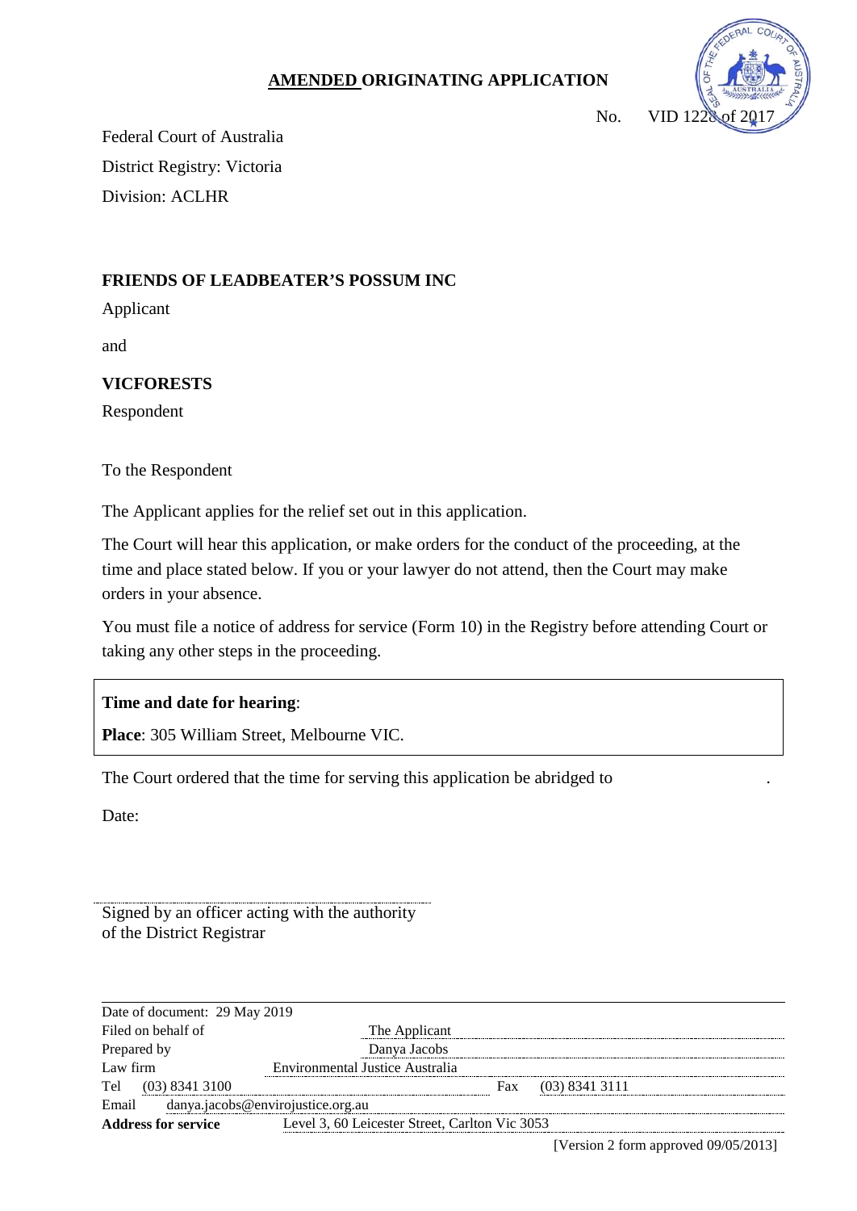# AMENDED ORIGINATING APPLICATION

No. VID 1228 of 2017

Federal Court of Australia

District Registry: Victoria

Division: ACLHR

**FRIENDS OF LEADBEATER'S POSSUM INC**

Applicant

and

**VICFORESTS**

Respondent

To the Respondent

The Applicant applies for the relief set out in this application.

The Court will hear this application, or make orders for the conduct of the proceeding, at the time and place stated below. If you or your lawyer do not attend, then the Court may make orders in your absence.

You must file a notice of address for service (Form 10) in the Registry before attending Court or taking any other steps in the proceeding.

| **Time and date for hearing**: |
|---|
| **Place**: 305 William Street, Melbourne VIC. |

The Court ordered that the time for serving this application be abridged to .

Date:

Signed by an officer acting with the authority
of the District Registrar

| | | | |
|---|---|---|---|
| Date of document: 29 May 2019 | | | |
| Filed on behalf of | The Applicant | | |
| Prepared by | Danya Jacobs | | |
| Law firm | Environmental Justice Australia | | |
| Tel | (03) 8341 3100 | Fax | (03) 8341 3111 |
| Email | danya.jacobs@envirojustice.org.au | | |
| **Address for service** | Level 3, 60 Leicester Street, Carlton Vic 3053 | | |

[Version 2 form approved 09/05/2013]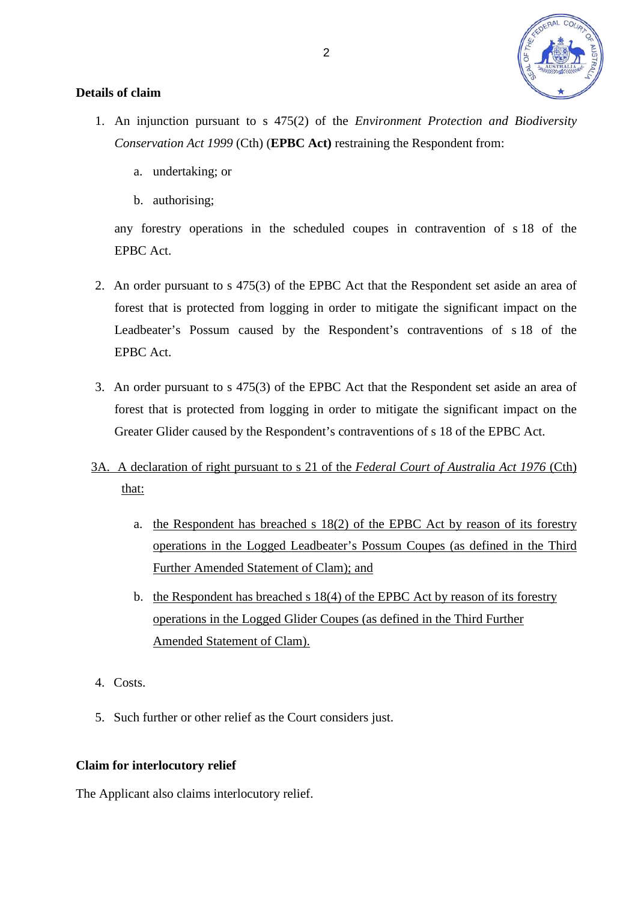## Details of claim

1. An injunction pursuant to s 475(2) of the *Environment Protection and Biodiversity Conservation Act 1999* (Cth) (**EPBC Act)** restraining the Respondent from:

   a. undertaking; or

   b. authorising;

   any forestry operations in the scheduled coupes in contravention of s 18 of the EPBC Act.

2. An order pursuant to s 475(3) of the EPBC Act that the Respondent set aside an area of forest that is protected from logging in order to mitigate the significant impact on the Leadbeater's Possum caused by the Respondent's contraventions of s 18 of the EPBC Act.

3. An order pursuant to s 475(3) of the EPBC Act that the Respondent set aside an area of forest that is protected from logging in order to mitigate the significant impact on the Greater Glider caused by the Respondent's contraventions of s 18 of the EPBC Act.

3A. A declaration of right pursuant to s 21 of the *Federal Court of Australia Act 1976* (Cth) that:

   a. the Respondent has breached s 18(2) of the EPBC Act by reason of its forestry operations in the Logged Leadbeater's Possum Coupes (as defined in the Third Further Amended Statement of Clam); and

   b. the Respondent has breached s 18(4) of the EPBC Act by reason of its forestry operations in the Logged Glider Coupes (as defined in the Third Further Amended Statement of Clam).

4. Costs.

5. Such further or other relief as the Court considers just.

## Claim for interlocutory relief

The Applicant also claims interlocutory relief.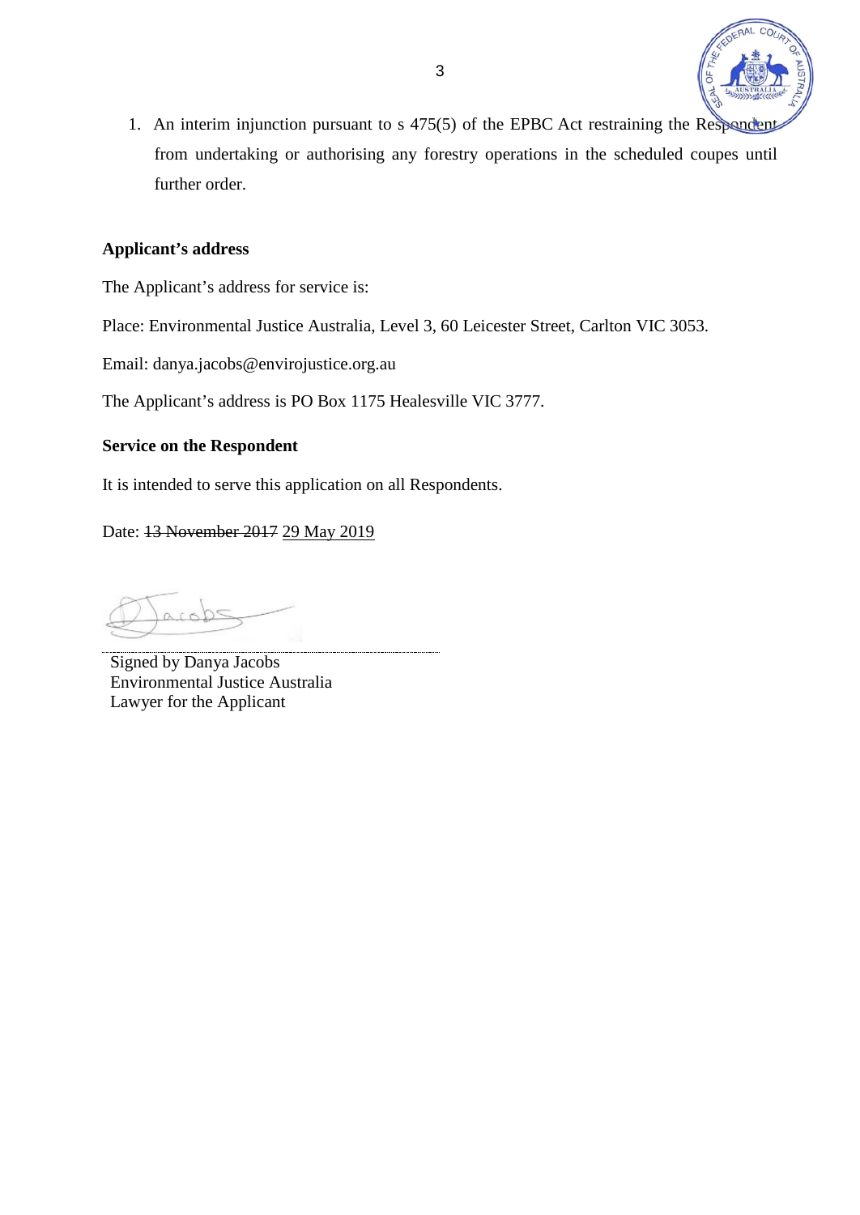1. An interim injunction pursuant to s 475(5) of the EPBC Act restraining the Respondent from undertaking or authorising any forestry operations in the scheduled coupes until further order.

**Applicant's address**

The Applicant's address for service is:

Place: Environmental Justice Australia, Level 3, 60 Leicester Street, Carlton VIC 3053.

Email: danya.jacobs@envirojustice.org.au

The Applicant's address is PO Box 1175 Healesville VIC 3777.

**Service on the Respondent**

It is intended to serve this application on all Respondents.

Date: ~~13 November 2017~~ 29 May 2019

Signed by Danya Jacobs
Environmental Justice Australia
Lawyer for the Applicant